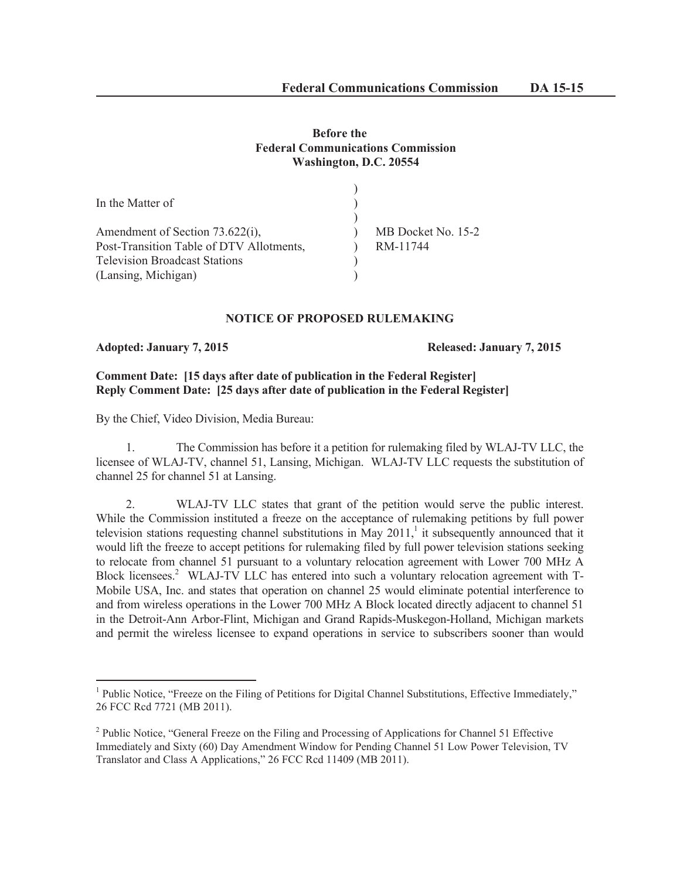**Before the**
**Federal Communications Commission**
**Washington, D.C. 20554**

| | | |
|---|---|---|
| In the Matter of | ) | |
| | ) | |
| Amendment of Section 73.622(i), | ) | MB Docket No. 15-2 |
| Post-Transition Table of DTV Allotments, | ) | RM-11744 |
| Television Broadcast Stations | ) | |
| (Lansing, Michigan) | ) | |

## NOTICE OF PROPOSED RULEMAKING

**Adopted: January 7, 2015** **Released: January 7, 2015**

**Comment Date: [15 days after date of publication in the Federal Register]**
**Reply Comment Date: [25 days after date of publication in the Federal Register]**

By the Chief, Video Division, Media Bureau:

1. The Commission has before it a petition for rulemaking filed by WLAJ-TV LLC, the licensee of WLAJ-TV, channel 51, Lansing, Michigan. WLAJ-TV LLC requests the substitution of channel 25 for channel 51 at Lansing.

2. WLAJ-TV LLC states that grant of the petition would serve the public interest. While the Commission instituted a freeze on the acceptance of rulemaking petitions by full power television stations requesting channel substitutions in May 2011,[1] it subsequently announced that it would lift the freeze to accept petitions for rulemaking filed by full power television stations seeking to relocate from channel 51 pursuant to a voluntary relocation agreement with Lower 700 MHz A Block licensees.[2] WLAJ-TV LLC has entered into such a voluntary relocation agreement with T-Mobile USA, Inc. and states that operation on channel 25 would eliminate potential interference to and from wireless operations in the Lower 700 MHz A Block located directly adjacent to channel 51 in the Detroit-Ann Arbor-Flint, Michigan and Grand Rapids-Muskegon-Holland, Michigan markets and permit the wireless licensee to expand operations in service to subscribers sooner than would

[1] Public Notice, "Freeze on the Filing of Petitions for Digital Channel Substitutions, Effective Immediately," 26 FCC Rcd 7721 (MB 2011).

[2] Public Notice, "General Freeze on the Filing and Processing of Applications for Channel 51 Effective Immediately and Sixty (60) Day Amendment Window for Pending Channel 51 Low Power Television, TV Translator and Class A Applications," 26 FCC Rcd 11409 (MB 2011).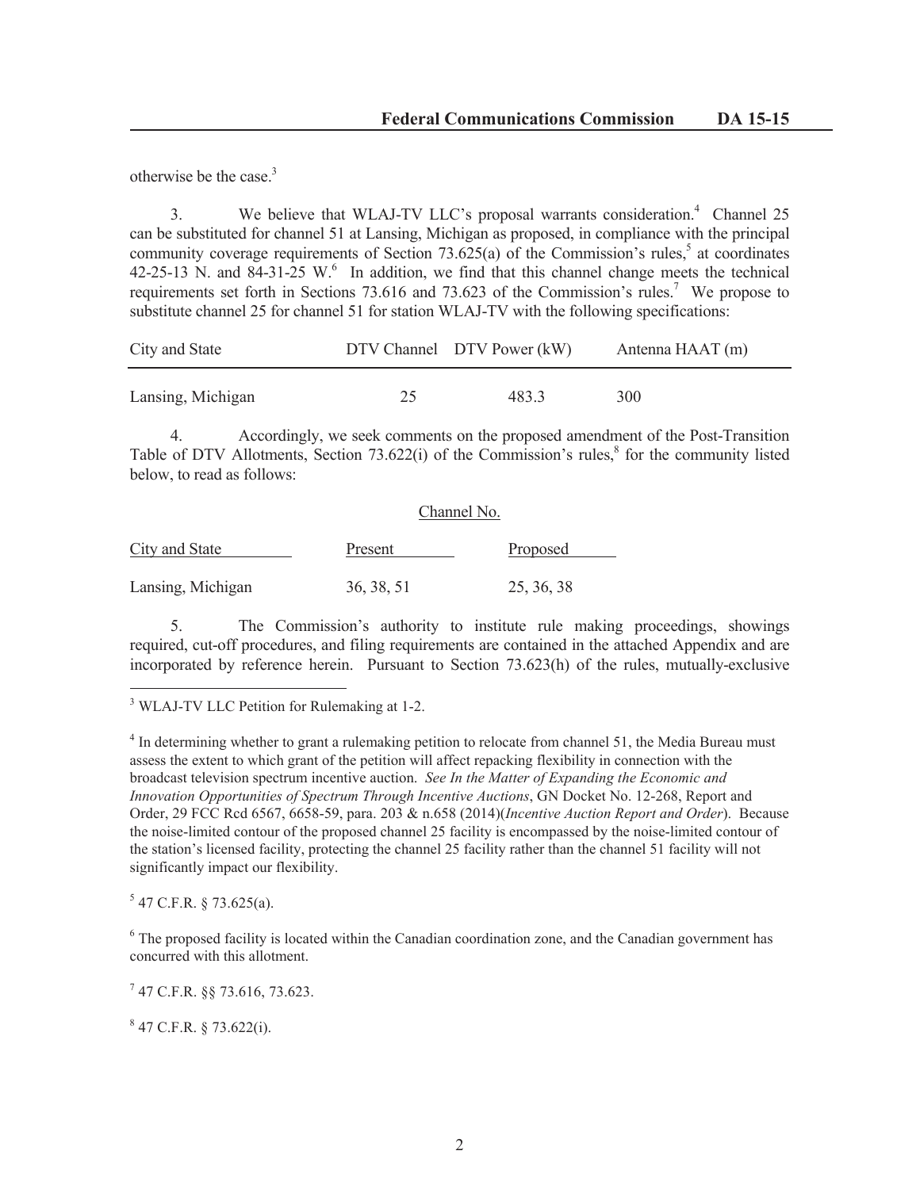otherwise be the case.[3]

3. We believe that WLAJ-TV LLC's proposal warrants consideration.[4] Channel 25 can be substituted for channel 51 at Lansing, Michigan as proposed, in compliance with the principal community coverage requirements of Section 73.625(a) of the Commission's rules,[5] at coordinates 42-25-13 N. and 84-31-25 W.[6] In addition, we find that this channel change meets the technical requirements set forth in Sections 73.616 and 73.623 of the Commission's rules.[7] We propose to substitute channel 25 for channel 51 for station WLAJ-TV with the following specifications:

| City and State | DTV Channel | DTV Power (kW) | Antenna HAAT (m) |
|---|---|---|---|
| Lansing, Michigan | 25 | 483.3 | 300 |

4. Accordingly, we seek comments on the proposed amendment of the Post-Transition Table of DTV Allotments, Section 73.622(i) of the Commission's rules,[8] for the community listed below, to read as follows:

| | Channel No. | |
|---|---|---|
| City and State | Present | Proposed |
| Lansing, Michigan | 36, 38, 51 | 25, 36, 38 |

5. The Commission's authority to institute rule making proceedings, showings required, cut-off procedures, and filing requirements are contained in the attached Appendix and are incorporated by reference herein. Pursuant to Section 73.623(h) of the rules, mutually-exclusive

---

[3] WLAJ-TV LLC Petition for Rulemaking at 1-2.

[4] In determining whether to grant a rulemaking petition to relocate from channel 51, the Media Bureau must assess the extent to which grant of the petition will affect repacking flexibility in connection with the broadcast television spectrum incentive auction. *See In the Matter of Expanding the Economic and Innovation Opportunities of Spectrum Through Incentive Auctions*, GN Docket No. 12-268, Report and Order, 29 FCC Rcd 6567, 6658-59, para. 203 & n.658 (2014)(*Incentive Auction Report and Order*). Because the noise-limited contour of the proposed channel 25 facility is encompassed by the noise-limited contour of the station's licensed facility, protecting the channel 25 facility rather than the channel 51 facility will not significantly impact our flexibility.

[5] 47 C.F.R. § 73.625(a).

[6] The proposed facility is located within the Canadian coordination zone, and the Canadian government has concurred with this allotment.

[7] 47 C.F.R. §§ 73.616, 73.623.

[8] 47 C.F.R. § 73.622(i).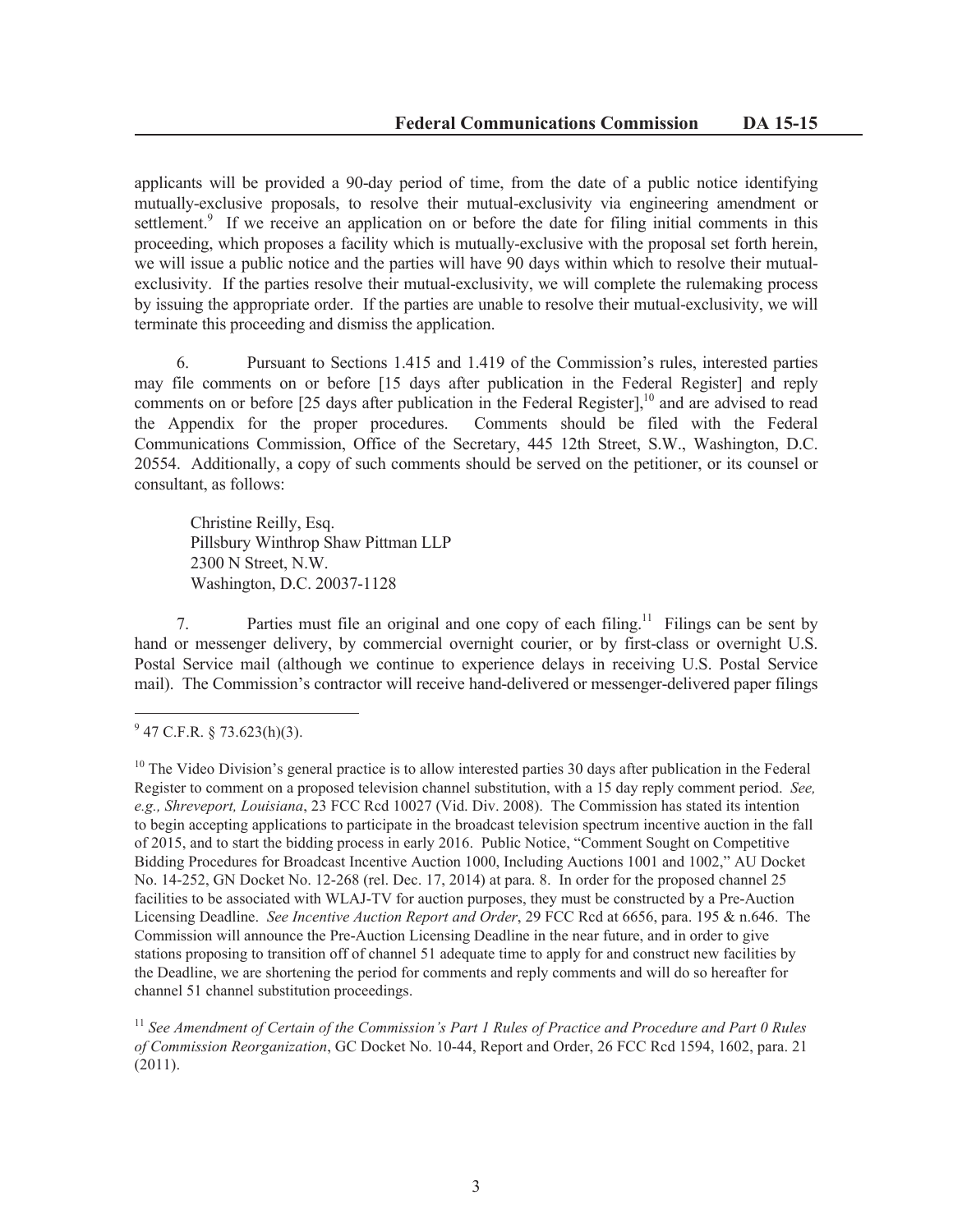applicants will be provided a 90-day period of time, from the date of a public notice identifying mutually-exclusive proposals, to resolve their mutual-exclusivity via engineering amendment or settlement.[9] If we receive an application on or before the date for filing initial comments in this proceeding, which proposes a facility which is mutually-exclusive with the proposal set forth herein, we will issue a public notice and the parties will have 90 days within which to resolve their mutual-exclusivity. If the parties resolve their mutual-exclusivity, we will complete the rulemaking process by issuing the appropriate order. If the parties are unable to resolve their mutual-exclusivity, we will terminate this proceeding and dismiss the application.

6. Pursuant to Sections 1.415 and 1.419 of the Commission's rules, interested parties may file comments on or before [15 days after publication in the Federal Register] and reply comments on or before [25 days after publication in the Federal Register],[10] and are advised to read the Appendix for the proper procedures. Comments should be filed with the Federal Communications Commission, Office of the Secretary, 445 12th Street, S.W., Washington, D.C. 20554. Additionally, a copy of such comments should be served on the petitioner, or its counsel or consultant, as follows:

Christine Reilly, Esq.
Pillsbury Winthrop Shaw Pittman LLP
2300 N Street, N.W.
Washington, D.C. 20037-1128

7. Parties must file an original and one copy of each filing.[11] Filings can be sent by hand or messenger delivery, by commercial overnight courier, or by first-class or overnight U.S. Postal Service mail (although we continue to experience delays in receiving U.S. Postal Service mail). The Commission's contractor will receive hand-delivered or messenger-delivered paper filings

---

[9] 47 C.F.R. § 73.623(h)(3).

[10] The Video Division's general practice is to allow interested parties 30 days after publication in the Federal Register to comment on a proposed television channel substitution, with a 15 day reply comment period. *See, e.g., Shreveport, Louisiana*, 23 FCC Rcd 10027 (Vid. Div. 2008). The Commission has stated its intention to begin accepting applications to participate in the broadcast television spectrum incentive auction in the fall of 2015, and to start the bidding process in early 2016. Public Notice, "Comment Sought on Competitive Bidding Procedures for Broadcast Incentive Auction 1000, Including Auctions 1001 and 1002," AU Docket No. 14-252, GN Docket No. 12-268 (rel. Dec. 17, 2014) at para. 8. In order for the proposed channel 25 facilities to be associated with WLAJ-TV for auction purposes, they must be constructed by a Pre-Auction Licensing Deadline. *See Incentive Auction Report and Order*, 29 FCC Rcd at 6656, para. 195 & n.646. The Commission will announce the Pre-Auction Licensing Deadline in the near future, and in order to give stations proposing to transition off of channel 51 adequate time to apply for and construct new facilities by the Deadline, we are shortening the period for comments and reply comments and will do so hereafter for channel 51 channel substitution proceedings.

[11] *See Amendment of Certain of the Commission's Part 1 Rules of Practice and Procedure and Part 0 Rules of Commission Reorganization*, GC Docket No. 10-44, Report and Order, 26 FCC Rcd 1594, 1602, para. 21 (2011).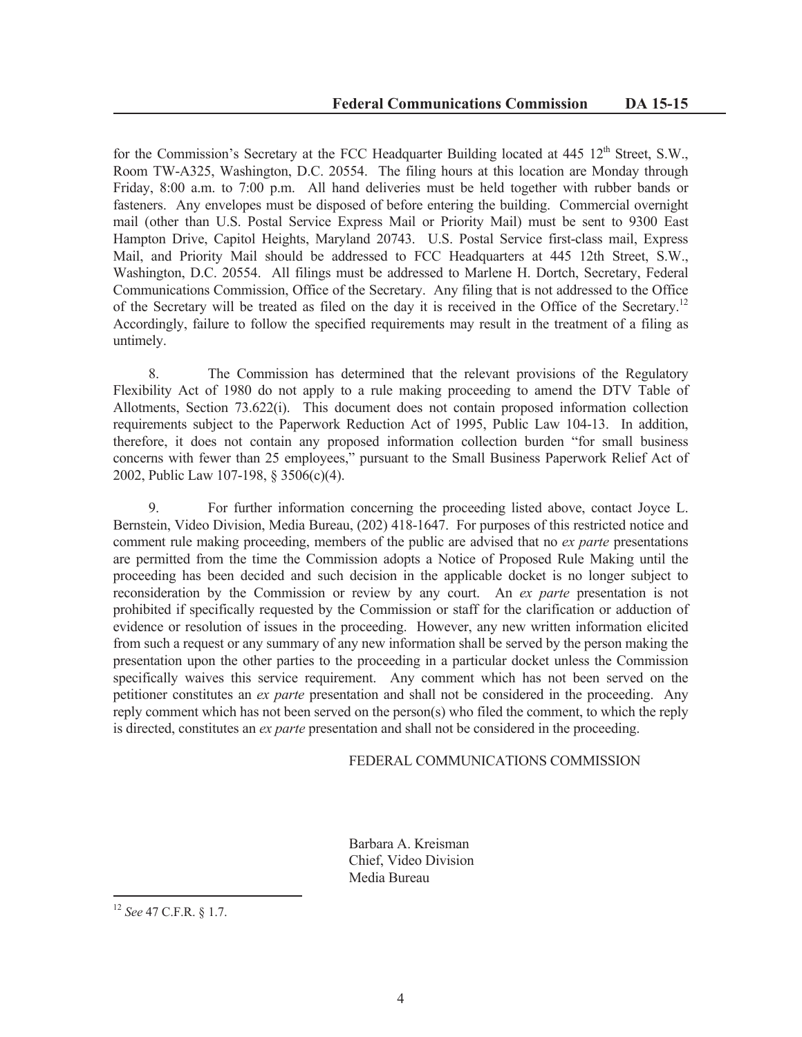for the Commission's Secretary at the FCC Headquarter Building located at 445 12th Street, S.W., Room TW-A325, Washington, D.C. 20554. The filing hours at this location are Monday through Friday, 8:00 a.m. to 7:00 p.m. All hand deliveries must be held together with rubber bands or fasteners. Any envelopes must be disposed of before entering the building. Commercial overnight mail (other than U.S. Postal Service Express Mail or Priority Mail) must be sent to 9300 East Hampton Drive, Capitol Heights, Maryland 20743. U.S. Postal Service first-class mail, Express Mail, and Priority Mail should be addressed to FCC Headquarters at 445 12th Street, S.W., Washington, D.C. 20554. All filings must be addressed to Marlene H. Dortch, Secretary, Federal Communications Commission, Office of the Secretary. Any filing that is not addressed to the Office of the Secretary will be treated as filed on the day it is received in the Office of the Secretary.[12] Accordingly, failure to follow the specified requirements may result in the treatment of a filing as untimely.

8. The Commission has determined that the relevant provisions of the Regulatory Flexibility Act of 1980 do not apply to a rule making proceeding to amend the DTV Table of Allotments, Section 73.622(i). This document does not contain proposed information collection requirements subject to the Paperwork Reduction Act of 1995, Public Law 104-13. In addition, therefore, it does not contain any proposed information collection burden "for small business concerns with fewer than 25 employees," pursuant to the Small Business Paperwork Relief Act of 2002, Public Law 107-198, § 3506(c)(4).

9. For further information concerning the proceeding listed above, contact Joyce L. Bernstein, Video Division, Media Bureau, (202) 418-1647. For purposes of this restricted notice and comment rule making proceeding, members of the public are advised that no *ex parte* presentations are permitted from the time the Commission adopts a Notice of Proposed Rule Making until the proceeding has been decided and such decision in the applicable docket is no longer subject to reconsideration by the Commission or review by any court. An *ex parte* presentation is not prohibited if specifically requested by the Commission or staff for the clarification or adduction of evidence or resolution of issues in the proceeding. However, any new written information elicited from such a request or any summary of any new information shall be served by the person making the presentation upon the other parties to the proceeding in a particular docket unless the Commission specifically waives this service requirement. Any comment which has not been served on the petitioner constitutes an *ex parte* presentation and shall not be considered in the proceeding. Any reply comment which has not been served on the person(s) who filed the comment, to which the reply is directed, constitutes an *ex parte* presentation and shall not be considered in the proceeding.

FEDERAL COMMUNICATIONS COMMISSION

Barbara A. Kreisman
Chief, Video Division
Media Bureau

[12] *See* 47 C.F.R. § 1.7.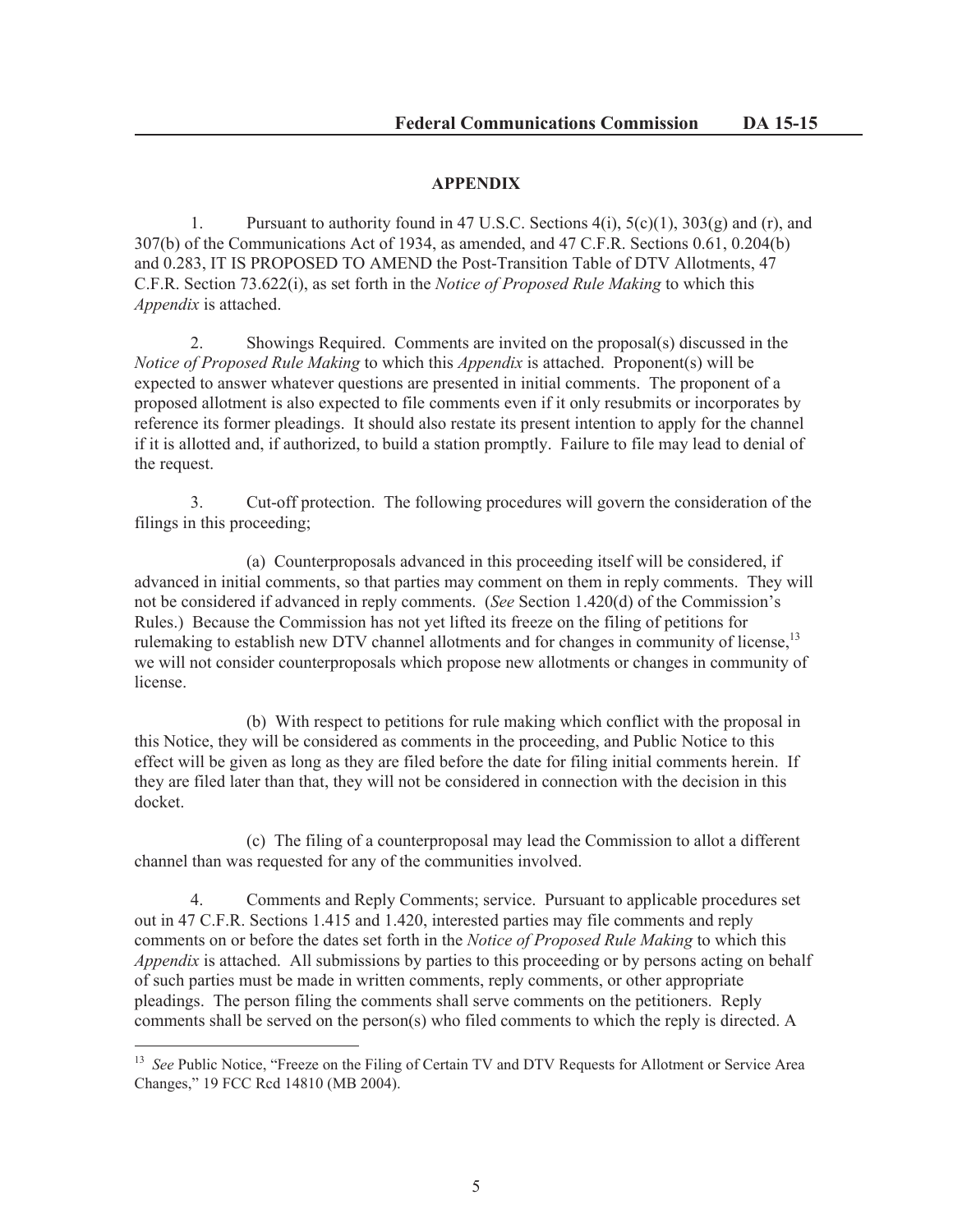## APPENDIX

1. Pursuant to authority found in 47 U.S.C. Sections 4(i), 5(c)(1), 303(g) and (r), and 307(b) of the Communications Act of 1934, as amended, and 47 C.F.R. Sections 0.61, 0.204(b) and 0.283, IT IS PROPOSED TO AMEND the Post-Transition Table of DTV Allotments, 47 C.F.R. Section 73.622(i), as set forth in the *Notice of Proposed Rule Making* to which this *Appendix* is attached.

2. Showings Required. Comments are invited on the proposal(s) discussed in the *Notice of Proposed Rule Making* to which this *Appendix* is attached. Proponent(s) will be expected to answer whatever questions are presented in initial comments. The proponent of a proposed allotment is also expected to file comments even if it only resubmits or incorporates by reference its former pleadings. It should also restate its present intention to apply for the channel if it is allotted and, if authorized, to build a station promptly. Failure to file may lead to denial of the request.

3. Cut-off protection. The following procedures will govern the consideration of the filings in this proceeding;

(a) Counterproposals advanced in this proceeding itself will be considered, if advanced in initial comments, so that parties may comment on them in reply comments. They will not be considered if advanced in reply comments. (*See* Section 1.420(d) of the Commission's Rules.) Because the Commission has not yet lifted its freeze on the filing of petitions for rulemaking to establish new DTV channel allotments and for changes in community of license,[13] we will not consider counterproposals which propose new allotments or changes in community of license.

(b) With respect to petitions for rule making which conflict with the proposal in this Notice, they will be considered as comments in the proceeding, and Public Notice to this effect will be given as long as they are filed before the date for filing initial comments herein. If they are filed later than that, they will not be considered in connection with the decision in this docket.

(c) The filing of a counterproposal may lead the Commission to allot a different channel than was requested for any of the communities involved.

4. Comments and Reply Comments; service. Pursuant to applicable procedures set out in 47 C.F.R. Sections 1.415 and 1.420, interested parties may file comments and reply comments on or before the dates set forth in the *Notice of Proposed Rule Making* to which this *Appendix* is attached. All submissions by parties to this proceeding or by persons acting on behalf of such parties must be made in written comments, reply comments, or other appropriate pleadings. The person filing the comments shall serve comments on the petitioners. Reply comments shall be served on the person(s) who filed comments to which the reply is directed. A

---

[13] *See* Public Notice, "Freeze on the Filing of Certain TV and DTV Requests for Allotment or Service Area Changes," 19 FCC Rcd 14810 (MB 2004).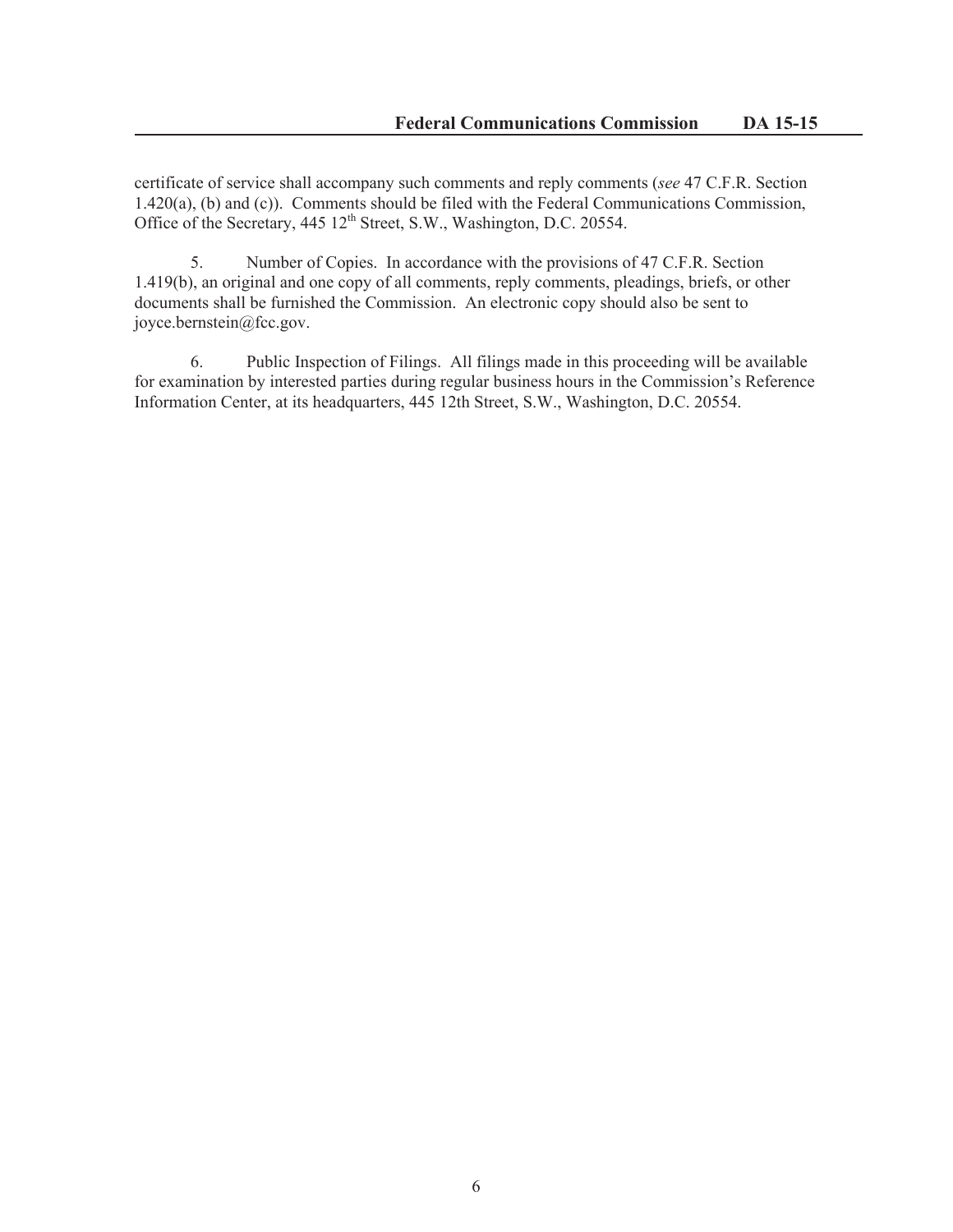certificate of service shall accompany such comments and reply comments (*see* 47 C.F.R. Section 1.420(a), (b) and (c)). Comments should be filed with the Federal Communications Commission, Office of the Secretary, 445 12th Street, S.W., Washington, D.C. 20554.

5. Number of Copies. In accordance with the provisions of 47 C.F.R. Section 1.419(b), an original and one copy of all comments, reply comments, pleadings, briefs, or other documents shall be furnished the Commission. An electronic copy should also be sent to joyce.bernstein@fcc.gov.

6. Public Inspection of Filings. All filings made in this proceeding will be available for examination by interested parties during regular business hours in the Commission's Reference Information Center, at its headquarters, 445 12th Street, S.W., Washington, D.C. 20554.